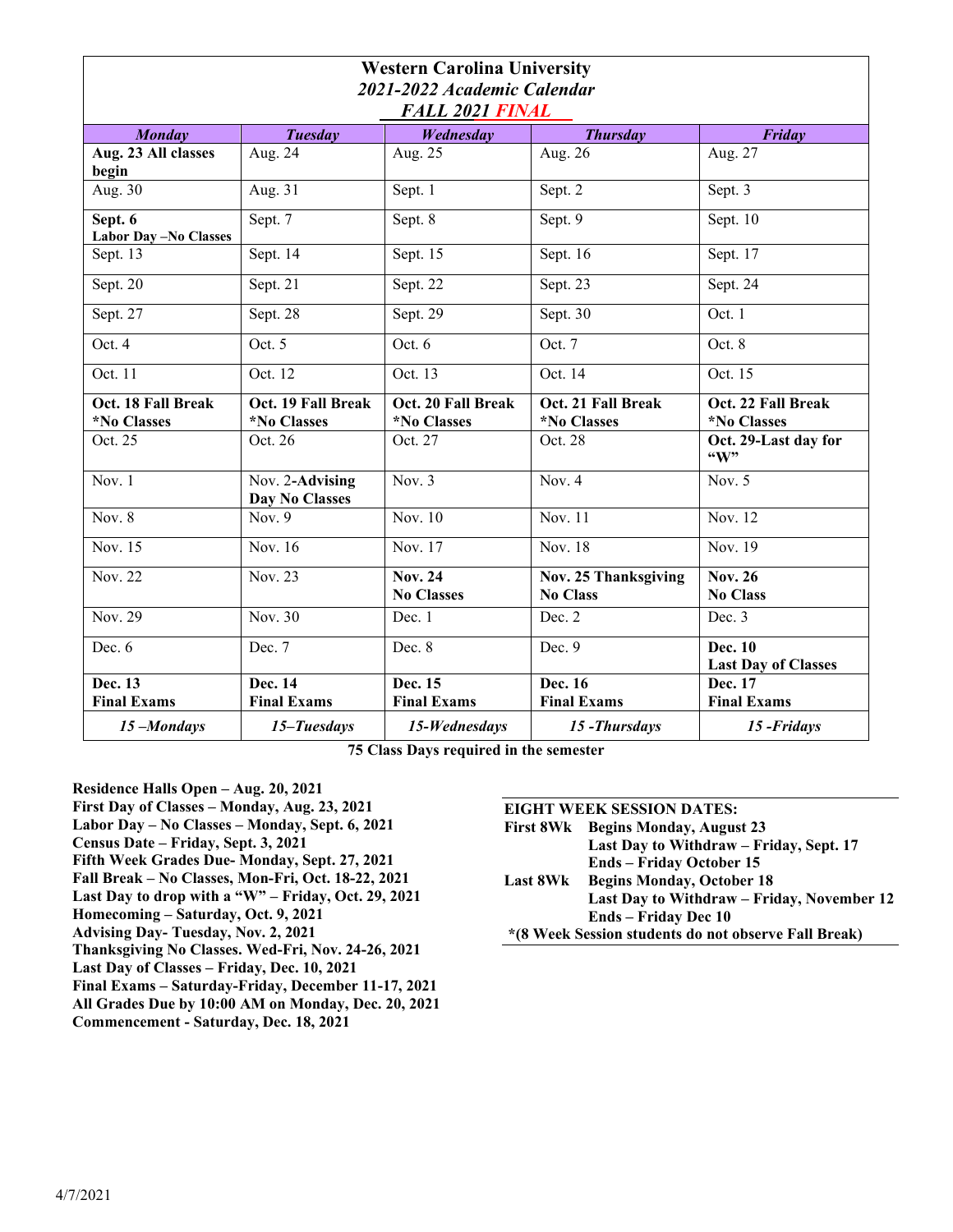# Western Carolina University

## *2021-2022 Academic Calendar*

### *FALL 2021 FINAL*

| *Monday* | *Tuesday* | *Wednesday* | *Thursday* | *Friday* |
|---|---|---|---|---|
| **Aug. 23 All classes begin** | Aug. 24 | Aug. 25 | Aug. 26 | Aug. 27 |
| Aug. 30 | Aug. 31 | Sept. 1 | Sept. 2 | Sept. 3 |
| **Sept. 6 Labor Day –No Classes** | Sept. 7 | Sept. 8 | Sept. 9 | Sept. 10 |
| Sept. 13 | Sept. 14 | Sept. 15 | Sept. 16 | Sept. 17 |
| Sept. 20 | Sept. 21 | Sept. 22 | Sept. 23 | Sept. 24 |
| Sept. 27 | Sept. 28 | Sept. 29 | Sept. 30 | Oct. 1 |
| Oct. 4 | Oct. 5 | Oct. 6 | Oct. 7 | Oct. 8 |
| Oct. 11 | Oct. 12 | Oct. 13 | Oct. 14 | Oct. 15 |
| **Oct. 18 Fall Break *No Classes** | **Oct. 19 Fall Break *No Classes** | **Oct. 20 Fall Break *No Classes** | **Oct. 21 Fall Break *No Classes** | **Oct. 22 Fall Break *No Classes** |
| Oct. 25 | Oct. 26 | Oct. 27 | Oct. 28 | **Oct. 29-Last day for "W"** |
| Nov. 1 | Nov. 2-**Advising Day No Classes** | Nov. 3 | Nov. 4 | Nov. 5 |
| Nov. 8 | Nov. 9 | Nov. 10 | Nov. 11 | Nov. 12 |
| Nov. 15 | Nov. 16 | Nov. 17 | Nov. 18 | Nov. 19 |
| Nov. 22 | Nov. 23 | **Nov. 24 No Classes** | **Nov. 25 Thanksgiving No Class** | **Nov. 26 No Class** |
| Nov. 29 | Nov. 30 | Dec. 1 | Dec. 2 | Dec. 3 |
| Dec. 6 | Dec. 7 | Dec. 8 | Dec. 9 | **Dec. 10 Last Day of Classes** |
| **Dec. 13 Final Exams** | **Dec. 14 Final Exams** | **Dec. 15 Final Exams** | **Dec. 16 Final Exams** | **Dec. 17 Final Exams** |
| ***15 –Mondays*** | ***15–Tuesdays*** | ***15-Wednesdays*** | ***15 -Thursdays*** | ***15 -Fridays*** |

**75 Class Days required in the semester**

**Residence Halls Open – Aug. 20, 2021**
**First Day of Classes – Monday, Aug. 23, 2021**
**Labor Day – No Classes – Monday, Sept. 6, 2021**
**Census Date – Friday, Sept. 3, 2021**
**Fifth Week Grades Due- Monday, Sept. 27, 2021**
**Fall Break – No Classes, Mon-Fri, Oct. 18-22, 2021**
**Last Day to drop with a "W" – Friday, Oct. 29, 2021**
**Homecoming – Saturday, Oct. 9, 2021**
**Advising Day- Tuesday, Nov. 2, 2021**
**Thanksgiving No Classes. Wed-Fri, Nov. 24-26, 2021**
**Last Day of Classes – Friday, Dec. 10, 2021**
**Final Exams – Saturday-Friday, December 11-17, 2021**
**All Grades Due by 10:00 AM on Monday, Dec. 20, 2021**
**Commencement - Saturday, Dec. 18, 2021**

**EIGHT WEEK SESSION DATES:**

| | |
|---|---|
| **First 8Wk** | **Begins Monday, August 23** |
| | **Last Day to Withdraw – Friday, Sept. 17** |
| | **Ends – Friday October 15** |
| **Last 8Wk** | **Begins Monday, October 18** |
| | **Last Day to Withdraw – Friday, November 12** |
| | **Ends – Friday Dec 10** |

**\*(8 Week Session students do not observe Fall Break)**

4/7/2021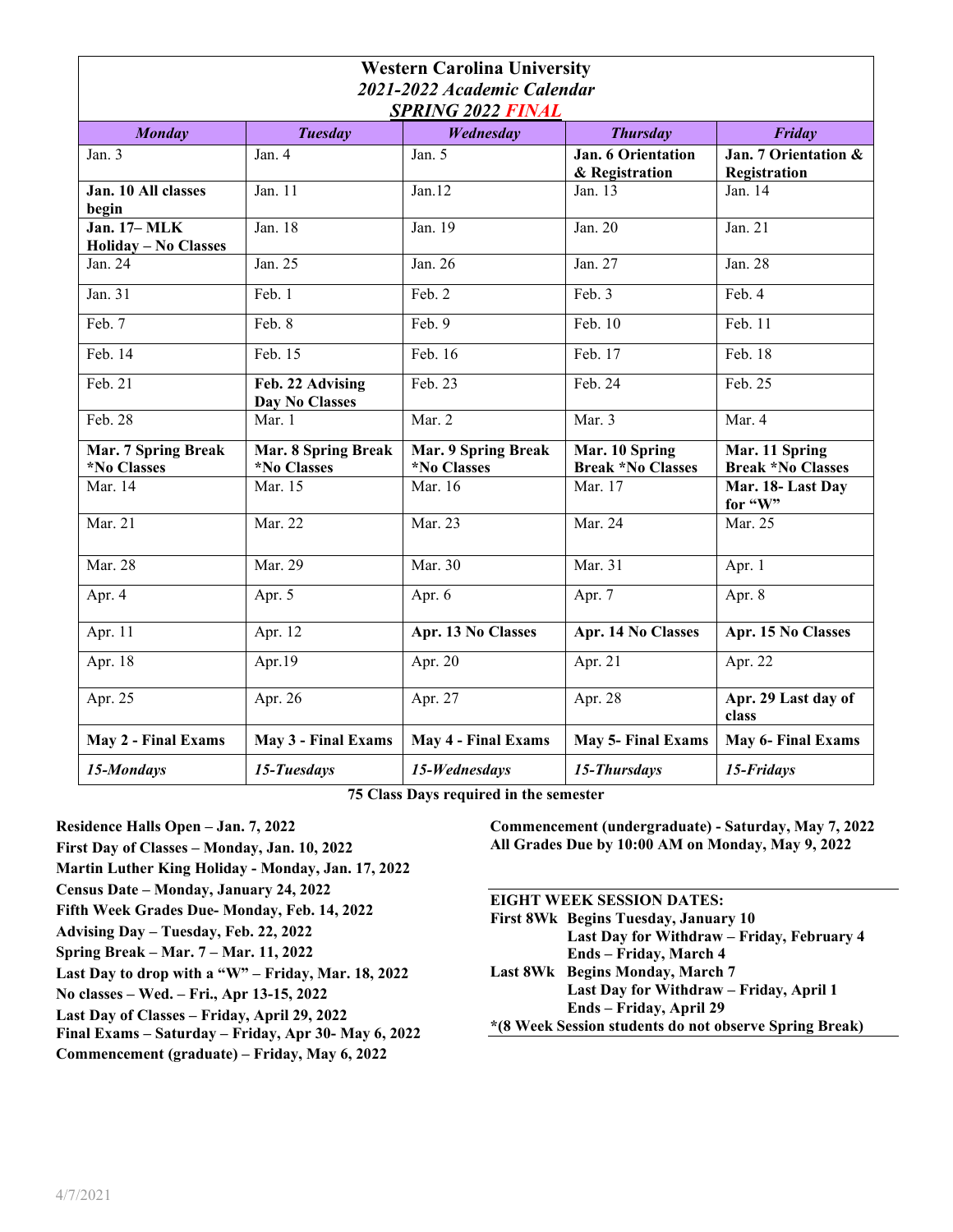# Western Carolina University

## *2021-2022 Academic Calendar*

## ***SPRING 2022 FINAL***

| *Monday* | *Tuesday* | *Wednesday* | *Thursday* | *Friday* |
|---|---|---|---|---|
| Jan. 3 | Jan. 4 | Jan. 5 | **Jan. 6 Orientation & Registration** | **Jan. 7 Orientation & Registration** |
| **Jan. 10 All classes begin** | Jan. 11 | Jan.12 | Jan. 13 | Jan. 14 |
| **Jan. 17– MLK Holiday – No Classes** | Jan. 18 | Jan. 19 | Jan. 20 | Jan. 21 |
| Jan. 24 | Jan. 25 | Jan. 26 | Jan. 27 | Jan. 28 |
| Jan. 31 | Feb. 1 | Feb. 2 | Feb. 3 | Feb. 4 |
| Feb. 7 | Feb. 8 | Feb. 9 | Feb. 10 | Feb. 11 |
| Feb. 14 | Feb. 15 | Feb. 16 | Feb. 17 | Feb. 18 |
| Feb. 21 | **Feb. 22 Advising Day No Classes** | Feb. 23 | Feb. 24 | Feb. 25 |
| Feb. 28 | Mar. 1 | Mar. 2 | Mar. 3 | Mar. 4 |
| **Mar. 7 Spring Break *No Classes** | **Mar. 8 Spring Break *No Classes** | **Mar. 9 Spring Break *No Classes** | **Mar. 10 Spring Break *No Classes** | **Mar. 11 Spring Break *No Classes** |
| Mar. 14 | Mar. 15 | Mar. 16 | Mar. 17 | **Mar. 18- Last Day for "W"** |
| Mar. 21 | Mar. 22 | Mar. 23 | Mar. 24 | Mar. 25 |
| Mar. 28 | Mar. 29 | Mar. 30 | Mar. 31 | Apr. 1 |
| Apr. 4 | Apr. 5 | Apr. 6 | Apr. 7 | Apr. 8 |
| Apr. 11 | Apr. 12 | **Apr. 13 No Classes** | **Apr. 14 No Classes** | **Apr. 15 No Classes** |
| Apr. 18 | Apr.19 | Apr. 20 | Apr. 21 | Apr. 22 |
| Apr. 25 | Apr. 26 | Apr. 27 | Apr. 28 | **Apr. 29 Last day of class** |
| **May 2 - Final Exams** | **May 3 - Final Exams** | **May 4 - Final Exams** | **May 5- Final Exams** | **May 6- Final Exams** |
| ***15-Mondays*** | ***15-Tuesdays*** | ***15-Wednesdays*** | ***15-Thursdays*** | ***15-Fridays*** |

**75 Class Days required in the semester**

**Residence Halls Open – Jan. 7, 2022**
**First Day of Classes – Monday, Jan. 10, 2022**
**Martin Luther King Holiday - Monday, Jan. 17, 2022**
**Census Date – Monday, January 24, 2022**
**Fifth Week Grades Due- Monday, Feb. 14, 2022**
**Advising Day – Tuesday, Feb. 22, 2022**
**Spring Break – Mar. 7 – Mar. 11, 2022**
**Last Day to drop with a "W" – Friday, Mar. 18, 2022**
**No classes – Wed. – Fri., Apr 13-15, 2022**
**Last Day of Classes – Friday, April 29, 2022**
**Final Exams – Saturday – Friday, Apr 30- May 6, 2022**
**Commencement (graduate) – Friday, May 6, 2022**

**Commencement (undergraduate) - Saturday, May 7, 2022**
**All Grades Due by 10:00 AM on Monday, May 9, 2022**

**EIGHT WEEK SESSION DATES:**

**First 8Wk** **Begins Tuesday, January 10**
**Last Day for Withdraw – Friday, February 4**
**Ends – Friday, March 4**

**Last 8Wk** **Begins Monday, March 7**
**Last Day for Withdraw – Friday, April 1**
**Ends – Friday, April 29**

***(8 Week Session students do not observe Spring Break)**

4/7/2021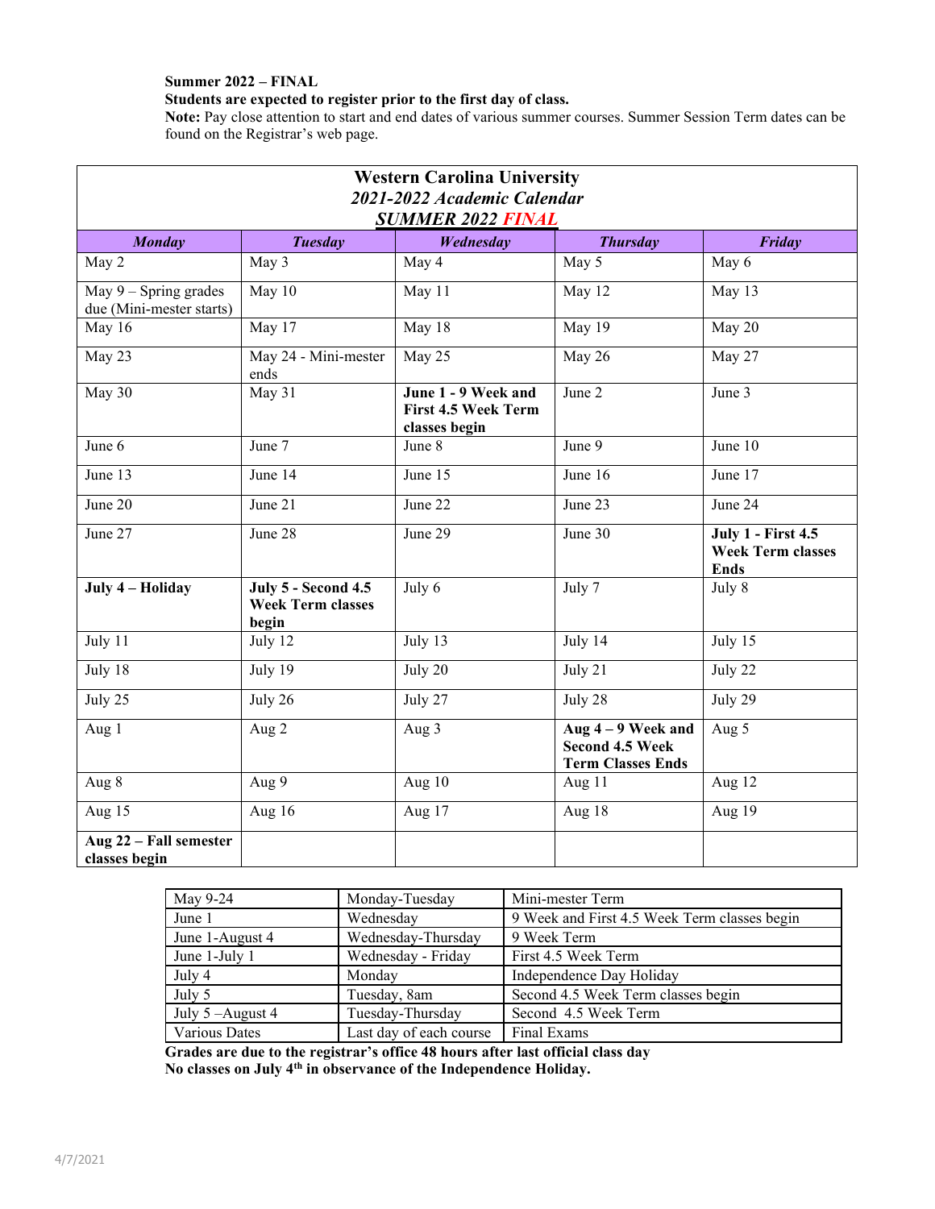**Summer 2022 – FINAL**

**Students are expected to register prior to the first day of class.**

**Note:** Pay close attention to start and end dates of various summer courses. Summer Session Term dates can be found on the Registrar's web page.

**Western Carolina University**

***2021-2022 Academic Calendar***

***SUMMER 2022 FINAL***

| *Monday* | *Tuesday* | *Wednesday* | *Thursday* | *Friday* |
|---|---|---|---|---|
| May 2 | May 3 | May 4 | May 5 | May 6 |
| May 9 – Spring grades due (Mini-mester starts) | May 10 | May 11 | May 12 | May 13 |
| May 16 | May 17 | May 18 | May 19 | May 20 |
| May 23 | May 24 - Mini-mester ends | May 25 | May 26 | May 27 |
| May 30 | May 31 | **June 1 - 9 Week and First 4.5 Week Term classes begin** | June 2 | June 3 |
| June 6 | June 7 | June 8 | June 9 | June 10 |
| June 13 | June 14 | June 15 | June 16 | June 17 |
| June 20 | June 21 | June 22 | June 23 | June 24 |
| June 27 | June 28 | June 29 | June 30 | **July 1 - First 4.5 Week Term classes Ends** |
| **July 4 – Holiday** | **July 5 - Second 4.5 Week Term classes begin** | July 6 | July 7 | July 8 |
| July 11 | July 12 | July 13 | July 14 | July 15 |
| July 18 | July 19 | July 20 | July 21 | July 22 |
| July 25 | July 26 | July 27 | July 28 | July 29 |
| Aug 1 | Aug 2 | Aug 3 | **Aug 4 – 9 Week and Second 4.5 Week Term Classes Ends** | Aug 5 |
| Aug 8 | Aug 9 | Aug 10 | Aug 11 | Aug 12 |
| Aug 15 | Aug 16 | Aug 17 | Aug 18 | Aug 19 |
| **Aug 22 – Fall semester classes begin** | | | | |

| | | |
|---|---|---|
| May 9-24 | Monday-Tuesday | Mini-mester Term |
| June 1 | Wednesday | 9 Week and First 4.5 Week Term classes begin |
| June 1-August 4 | Wednesday-Thursday | 9 Week Term |
| June 1-July 1 | Wednesday - Friday | First 4.5 Week Term |
| July 4 | Monday | Independence Day Holiday |
| July 5 | Tuesday, 8am | Second 4.5 Week Term classes begin |
| July 5 –August 4 | Tuesday-Thursday | Second 4.5 Week Term |
| Various Dates | Last day of each course | Final Exams |

**Grades are due to the registrar's office 48 hours after last official class day**

**No classes on July 4th in observance of the Independence Holiday.**

4/7/2021